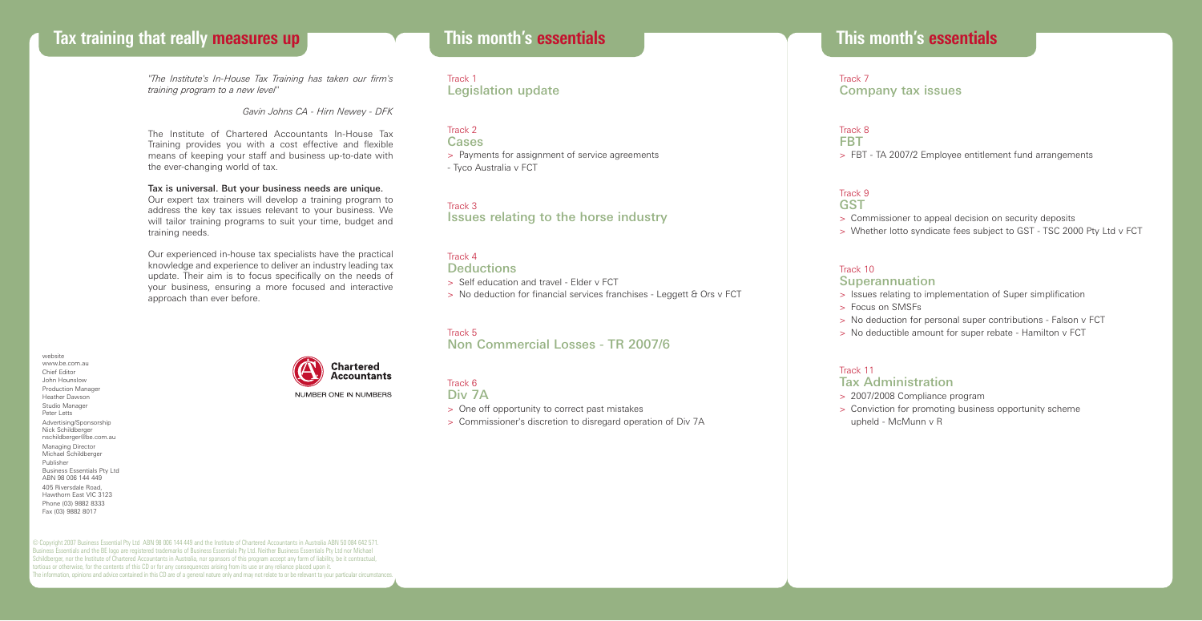## Tax training that really measures up

*"The Institute's In-House Tax Training has taken our firm's training program to a new level"*

*Gavin Johns CA - Hirn Newey - DFK*

The Institute of Chartered Accountants In-House Tax Training provides you with a cost effective and flexible means of keeping your staff and business up-to-date with the ever-changing world of tax.

**Tax is universal. But your business needs are unique.**
Our expert tax trainers will develop a training program to address the key tax issues relevant to your business. We will tailor training programs to suit your time, budget and training needs.

Our experienced in-house tax specialists have the practical knowledge and experience to deliver an industry leading tax update. Their aim is to focus specifically on the needs of your business, ensuring a more focused and interactive approach than ever before.

Chartered Accountants
NUMBER ONE IN NUMBERS

website
www.be.com.au
Chief Editor
John Hounslow
Production Manager
Heather Dawson
Studio Manager
Peter Letts
Advertising/Sponsorship
Nick Schildberger
nschildberger@be.com.au
Managing Director
Michael Schildberger
Publisher
Business Essentials Pty Ltd
ABN 98 006 144 449
405 Riversdale Road,
Hawthorn East VIC 3123
Phone (03) 9882 8333
Fax (03) 9882 8017

© Copyright 2007 Business Essential Pty Ltd ABN 98 006 144 449 and the Institute of Chartered Accountants in Australia ABN 50 084 642 571. Business Essentials and the BE logo are registered trademarks of Business Essentials Pty Ltd. Neither Business Essentials Pty Ltd nor Michael Schildberger, nor the Institute of Chartered Accountants in Australia, nor sponsors of this program accept any form of liability, be it contractual, tortious or otherwise, for the contents of this CD or for any consequences arising from its use or any reliance placed upon it. The information, opinions and advice contained in this CD are of a general nature only and may not relate to or be relevant to your particular circumstances.

## This month's essentials

Track 1
### Legislation update

Track 2
### Cases

- > Payments for assignment of service agreements
- Tyco Australia v FCT

Track 3
### Issues relating to the horse industry

Track 4
### Deductions

- > Self education and travel - Elder v FCT
- > No deduction for financial services franchises - Leggett & Ors v FCT

Track 5
### Non Commercial Losses - TR 2007/6

Track 6
### Div 7A

- > One off opportunity to correct past mistakes
- > Commissioner's discretion to disregard operation of Div 7A

Track 7
### Company tax issues

Track 8
### FBT

- > FBT - TA 2007/2 Employee entitlement fund arrangements

Track 9
### GST

- > Commissioner to appeal decision on security deposits
- > Whether lotto syndicate fees subject to GST - TSC 2000 Pty Ltd v FCT

Track 10
### Superannuation

- > Issues relating to implementation of Super simplification
- > Focus on SMSFs
- > No deduction for personal super contributions - Falson v FCT
- > No deductible amount for super rebate - Hamilton v FCT

Track 11
### Tax Administration

- > 2007/2008 Compliance program
- > Conviction for promoting business opportunity scheme upheld - McMunn v R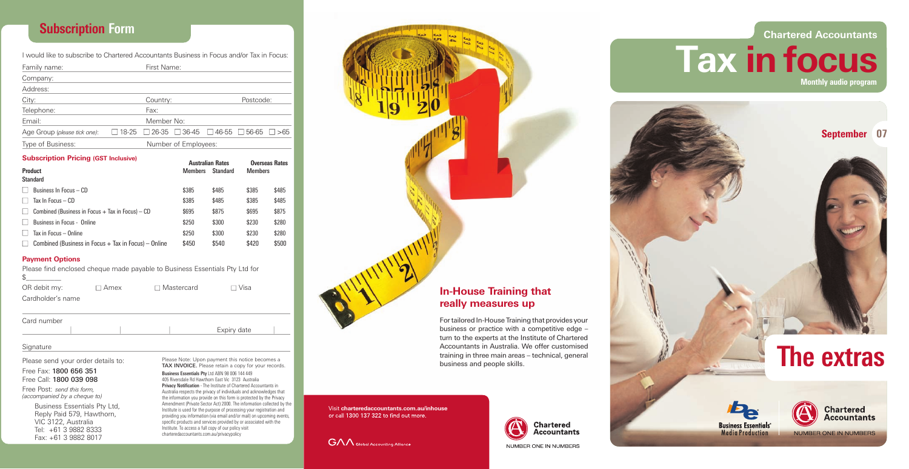## Subscription Form

I would like to subscribe to Chartered Accountants Business in Focus and/or Tax in Focus:

Family name: First Name:

Company:

Address:

City: Country: Postcode:

Telephone: Fax:

Email: Member No:

Age Group *(please tick one)*: ☐ 18-25 ☐ 26-35 ☐ 36-45 ☐ 46-55 ☐ 56-65 ☐ >65

Type of Business: Number of Employees:

### Subscription Pricing (GST Inclusive)

| Product | Australian Rates | | Overseas Rates | |
|---|---|---|---|---|
| | Members | Standard | Members | Standard |
| ☐ Business In Focus – CD | $385 | $485 | $385 | $485 |
| ☐ Tax In Focus – CD | $385 | $485 | $385 | $485 |
| ☐ Combined (Business in Focus + Tax in Focus) – CD | $695 | $875 | $695 | $875 |
| ☐ Business in Focus - Online | $250 | $300 | $230 | $280 |
| ☐ Tax in Focus – Online | $250 | $300 | $230 | $280 |
| ☐ Combined (Business in Focus + Tax in Focus) – Online | $450 | $540 | $420 | $500 |

### Payment Options

Please find enclosed cheque made payable to Business Essentials Pty Ltd for $\_\_\_\_\_\_\_\_

OR debit my: ☐ Amex ☐ Mastercard ☐ Visa

Cardholder's name

Card number

Expiry date

Signature

Please send your order details to:

Free Fax: **1800 656 351**

Free Call: **1800 039 098**

Free Post: *send this form, (accompanied by a cheque to)*

Business Essentials Pty Ltd,
Reply Paid 579, Hawthorn,
VIC 3122, Australia
Tel: +61 3 9882 8333
Fax: +61 3 9882 8017

Please Note: Upon payment this notice becomes a **TAX INVOICE.** Please retain a copy for your records.

**Business Essentials Pty** Ltd ABN 98 006 144 449
405 Riversdale Rd Hawthorn East Vic 3123 Australia

**Privacy Notification** - The Institute of Chartered Accountants in Australia respects the privacy of individuals and acknowledges that the information you provide on this form is protected by the Privacy Amendment (Private Sector Act) 2000. The information collected by the Institute is used for the purpose of processing your registration and providing you information (via email and/or mail) on upcoming events, specific products and services provided by or associated with the Institute. To access a full copy of our policy visit charteredaccountants.com.au/privacypolicy

## In-House Training that really measures up

For tailored In-House Training that provides your business or practice with a competitive edge – turn to the experts at the Institute of Chartered Accountants in Australia. We offer customised training in three main areas – technical, general business and people skills.

Visit **charteredaccountants.com.au/inhouse** or call 1300 137 322 to find out more.

Chartered Accountants
NUMBER ONE IN NUMBERS

GAA Global Accounting Alliance

Chartered Accountants

# Tax in focus

**Monthly audio program**

**September 07**

# The extras

Business Essentials® Media Production

Chartered Accountants
NUMBER ONE IN NUMBERS